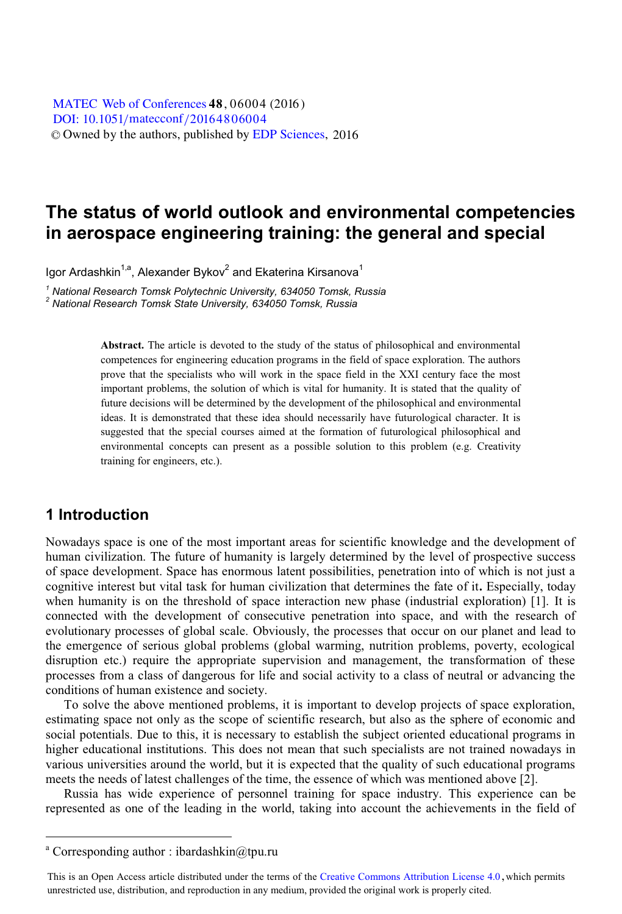# The status of world outlook and environmental competencies in aerospace engineering training: the general and special

Igor Ardashkin[1,a], Alexander Bykov[2] and Ekaterina Kirsanova[1]

[1] *National Research Tomsk Polytechnic University, 634050 Tomsk, Russia*
[2] *National Research Tomsk State University, 634050 Tomsk, Russia*

**Abstract.** The article is devoted to the study of the status of philosophical and environmental competences for engineering education programs in the field of space exploration. The authors prove that the specialists who will work in the space field in the XXI century face the most important problems, the solution of which is vital for humanity. It is stated that the quality of future decisions will be determined by the development of the philosophical and environmental ideas. It is demonstrated that these idea should necessarily have futurological character. It is suggested that the special courses aimed at the formation of futurological philosophical and environmental concepts can present as a possible solution to this problem (e.g. Creativity training for engineers, etc.).

## 1 Introduction

Nowadays space is one of the most important areas for scientific knowledge and the development of human civilization. The future of humanity is largely determined by the level of prospective success of space development. Space has enormous latent possibilities, penetration into of which is not just a cognitive interest but vital task for human civilization that determines the fate of it**.** Especially, today when humanity is on the threshold of space interaction new phase (industrial exploration) [1]. It is connected with the development of consecutive penetration into space, and with the research of evolutionary processes of global scale. Obviously, the processes that occur on our planet and lead to the emergence of serious global problems (global warming, nutrition problems, poverty, ecological disruption etc.) require the appropriate supervision and management, the transformation of these processes from a class of dangerous for life and social activity to a class of neutral or advancing the conditions of human existence and society.

To solve the above mentioned problems, it is important to develop projects of space exploration, estimating space not only as the scope of scientific research, but also as the sphere of economic and social potentials. Due to this, it is necessary to establish the subject oriented educational programs in higher educational institutions. This does not mean that such specialists are not trained nowadays in various universities around the world, but it is expected that the quality of such educational programs meets the needs of latest challenges of the time, the essence of which was mentioned above [2].

Russia has wide experience of personnel training for space industry. This experience can be represented as one of the leading in the world, taking into account the achievements in the field of

[a] Corresponding author : ibardashkin@tpu.ru

This is an Open Access article distributed under the terms of the Creative Commons Attribution License 4.0, which permits unrestricted use, distribution, and reproduction in any medium, provided the original work is properly cited.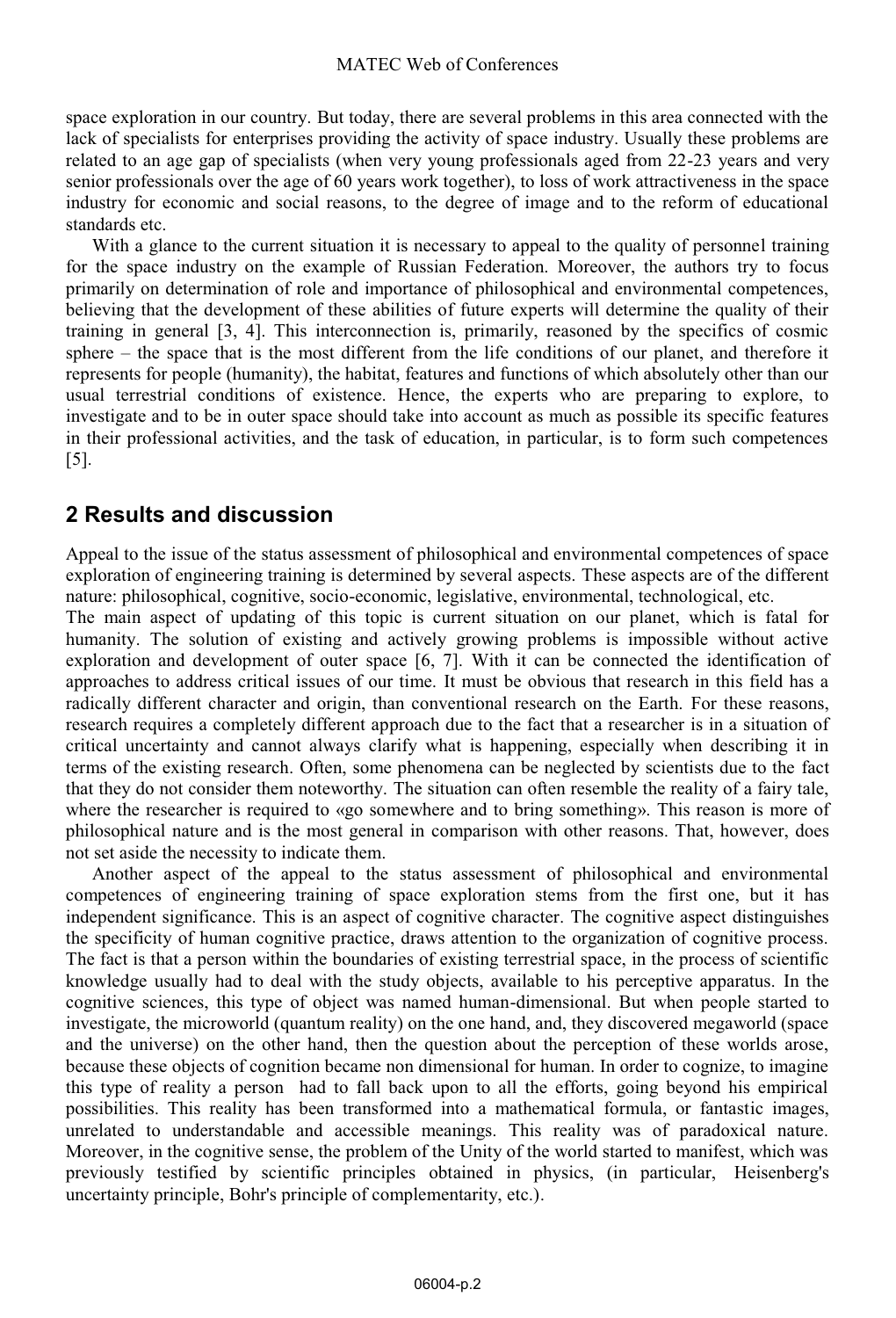space exploration in our country. But today, there are several problems in this area connected with the lack of specialists for enterprises providing the activity of space industry. Usually these problems are related to an age gap of specialists (when very young professionals aged from 22-23 years and very senior professionals over the age of 60 years work together), to loss of work attractiveness in the space industry for economic and social reasons, to the degree of image and to the reform of educational standards etc.

With a glance to the current situation it is necessary to appeal to the quality of personnel training for the space industry on the example of Russian Federation. Moreover, the authors try to focus primarily on determination of role and importance of philosophical and environmental competences, believing that the development of these abilities of future experts will determine the quality of their training in general [3, 4]. This interconnection is, primarily, reasoned by the specifics of cosmic sphere – the space that is the most different from the life conditions of our planet, and therefore it represents for people (humanity), the habitat, features and functions of which absolutely other than our usual terrestrial conditions of existence. Hence, the experts who are preparing to explore, to investigate and to be in outer space should take into account as much as possible its specific features in their professional activities, and the task of education, in particular, is to form such competences [5].

## 2 Results and discussion

Appeal to the issue of the status assessment of philosophical and environmental competences of space exploration of engineering training is determined by several aspects. These aspects are of the different nature: philosophical, cognitive, socio-economic, legislative, environmental, technological, etc.

The main aspect of updating of this topic is current situation on our planet, which is fatal for humanity. The solution of existing and actively growing problems is impossible without active exploration and development of outer space [6, 7]. With it can be connected the identification of approaches to address critical issues of our time. It must be obvious that research in this field has a radically different character and origin, than conventional research on the Earth. For these reasons, research requires a completely different approach due to the fact that a researcher is in a situation of critical uncertainty and cannot always clarify what is happening, especially when describing it in terms of the existing research. Often, some phenomena can be neglected by scientists due to the fact that they do not consider them noteworthy. The situation can often resemble the reality of a fairy tale, where the researcher is required to «go somewhere and to bring something». This reason is more of philosophical nature and is the most general in comparison with other reasons. That, however, does not set aside the necessity to indicate them.

Another aspect of the appeal to the status assessment of philosophical and environmental competences of engineering training of space exploration stems from the first one, but it has independent significance. This is an aspect of cognitive character. The cognitive aspect distinguishes the specificity of human cognitive practice, draws attention to the organization of cognitive process. The fact is that a person within the boundaries of existing terrestrial space, in the process of scientific knowledge usually had to deal with the study objects, available to his perceptive apparatus. In the cognitive sciences, this type of object was named human-dimensional. But when people started to investigate, the microworld (quantum reality) on the one hand, and, they discovered megaworld (space and the universe) on the other hand, then the question about the perception of these worlds arose, because these objects of cognition became non dimensional for human. In order to cognize, to imagine this type of reality a person had to fall back upon to all the efforts, going beyond his empirical possibilities. This reality has been transformed into a mathematical formula, or fantastic images, unrelated to understandable and accessible meanings. This reality was of paradoxical nature. Moreover, in the cognitive sense, the problem of the Unity of the world started to manifest, which was previously testified by scientific principles obtained in physics, (in particular, Heisenberg's uncertainty principle, Bohr's principle of complementarity, etc.).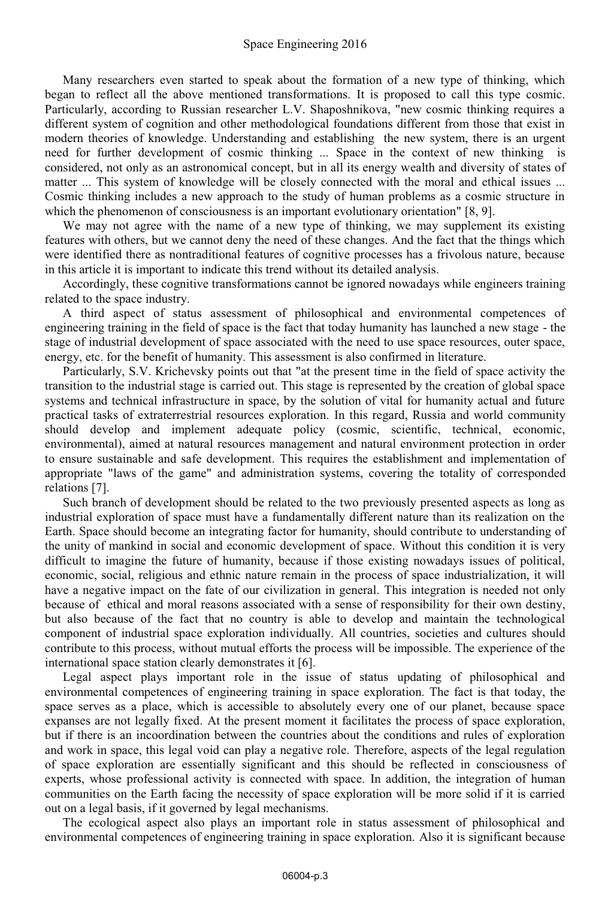Many researchers even started to speak about the formation of a new type of thinking, which began to reflect all the above mentioned transformations. It is proposed to call this type cosmic. Particularly, according to Russian researcher L.V. Shaposhnikova, "new cosmic thinking requires a different system of cognition and other methodological foundations different from those that exist in modern theories of knowledge. Understanding and establishing the new system, there is an urgent need for further development of cosmic thinking ... Space in the context of new thinking is considered, not only as an astronomical concept, but in all its energy wealth and diversity of states of matter ... This system of knowledge will be closely connected with the moral and ethical issues ... Cosmic thinking includes a new approach to the study of human problems as a cosmic structure in which the phenomenon of consciousness is an important evolutionary orientation" [8, 9].

We may not agree with the name of a new type of thinking, we may supplement its existing features with others, but we cannot deny the need of these changes. And the fact that the things which were identified there as nontraditional features of cognitive processes has a frivolous nature, because in this article it is important to indicate this trend without its detailed analysis.

Accordingly, these cognitive transformations cannot be ignored nowadays while engineers training related to the space industry.

A third aspect of status assessment of philosophical and environmental competences of engineering training in the field of space is the fact that today humanity has launched a new stage - the stage of industrial development of space associated with the need to use space resources, outer space, energy, etc. for the benefit of humanity. This assessment is also confirmed in literature.

Particularly, S.V. Krichevsky points out that "at the present time in the field of space activity the transition to the industrial stage is carried out. This stage is represented by the creation of global space systems and technical infrastructure in space, by the solution of vital for humanity actual and future practical tasks of extraterrestrial resources exploration. In this regard, Russia and world community should develop and implement adequate policy (cosmic, scientific, technical, economic, environmental), aimed at natural resources management and natural environment protection in order to ensure sustainable and safe development. This requires the establishment and implementation of appropriate "laws of the game" and administration systems, covering the totality of corresponded relations [7].

Such branch of development should be related to the two previously presented aspects as long as industrial exploration of space must have a fundamentally different nature than its realization on the Earth. Space should become an integrating factor for humanity, should contribute to understanding of the unity of mankind in social and economic development of space. Without this condition it is very difficult to imagine the future of humanity, because if those existing nowadays issues of political, economic, social, religious and ethnic nature remain in the process of space industrialization, it will have a negative impact on the fate of our civilization in general. This integration is needed not only because of ethical and moral reasons associated with a sense of responsibility for their own destiny, but also because of the fact that no country is able to develop and maintain the technological component of industrial space exploration individually. All countries, societies and cultures should contribute to this process, without mutual efforts the process will be impossible. The experience of the international space station clearly demonstrates it [6].

Legal aspect plays important role in the issue of status updating of philosophical and environmental competences of engineering training in space exploration. The fact is that today, the space serves as a place, which is accessible to absolutely every one of our planet, because space expanses are not legally fixed. At the present moment it facilitates the process of space exploration, but if there is an incoordination between the countries about the conditions and rules of exploration and work in space, this legal void can play a negative role. Therefore, aspects of the legal regulation of space exploration are essentially significant and this should be reflected in consciousness of experts, whose professional activity is connected with space. In addition, the integration of human communities on the Earth facing the necessity of space exploration will be more solid if it is carried out on a legal basis, if it governed by legal mechanisms.

The ecological aspect also plays an important role in status assessment of philosophical and environmental competences of engineering training in space exploration. Also it is significant because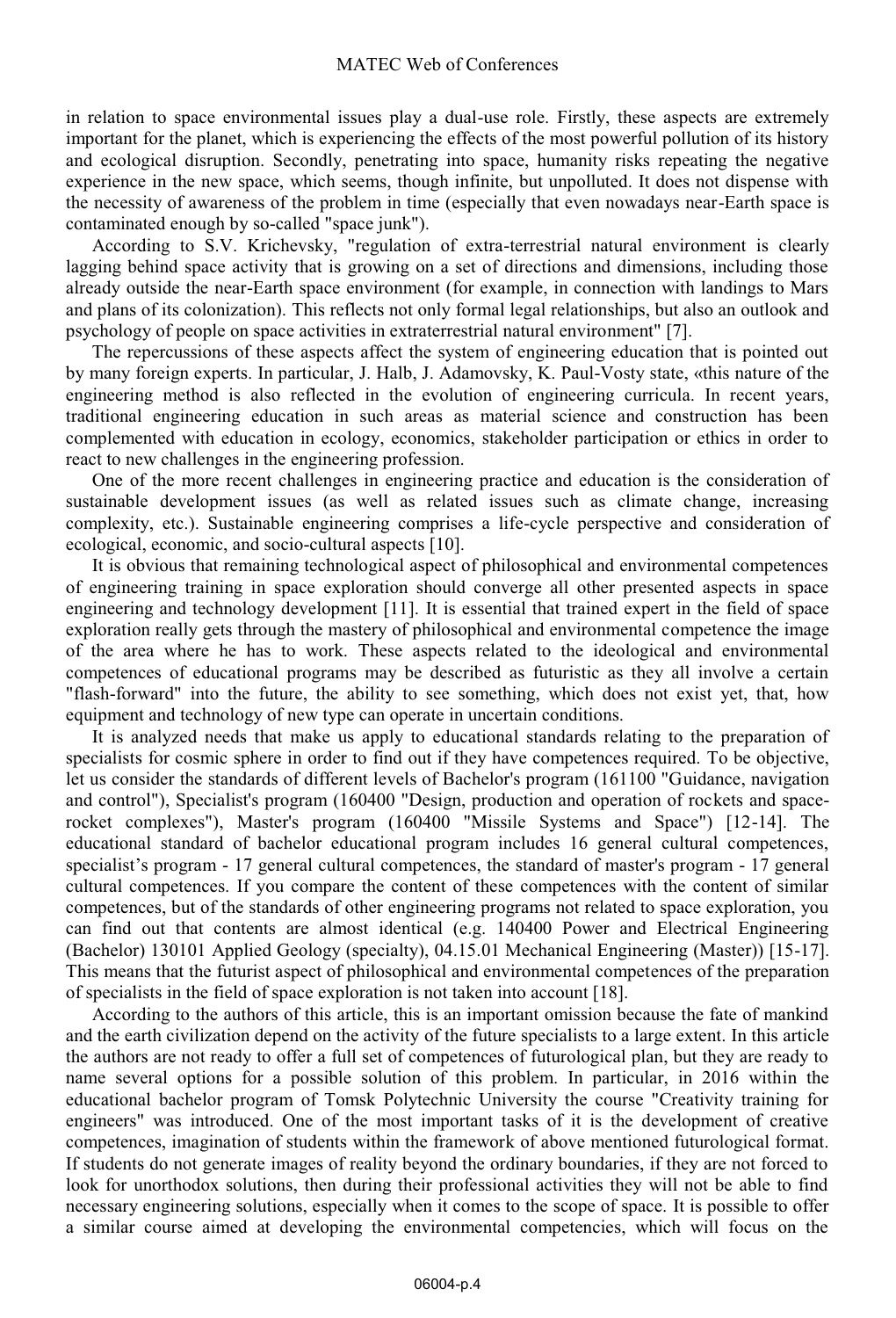in relation to space environmental issues play a dual-use role. Firstly, these aspects are extremely important for the planet, which is experiencing the effects of the most powerful pollution of its history and ecological disruption. Secondly, penetrating into space, humanity risks repeating the negative experience in the new space, which seems, though infinite, but unpolluted. It does not dispense with the necessity of awareness of the problem in time (especially that even nowadays near-Earth space is contaminated enough by so-called "space junk").

According to S.V. Krichevsky, "regulation of extra-terrestrial natural environment is clearly lagging behind space activity that is growing on a set of directions and dimensions, including those already outside the near-Earth space environment (for example, in connection with landings to Mars and plans of its colonization). This reflects not only formal legal relationships, but also an outlook and psychology of people on space activities in extraterrestrial natural environment" [7].

The repercussions of these aspects affect the system of engineering education that is pointed out by many foreign experts. In particular, J. Halb, J. Adamovsky, K. Paul-Vosty state, «this nature of the engineering method is also reflected in the evolution of engineering curricula. In recent years, traditional engineering education in such areas as material science and construction has been complemented with education in ecology, economics, stakeholder participation or ethics in order to react to new challenges in the engineering profession.

One of the more recent challenges in engineering practice and education is the consideration of sustainable development issues (as well as related issues such as climate change, increasing complexity, etc.). Sustainable engineering comprises a life-cycle perspective and consideration of ecological, economic, and socio-cultural aspects [10].

It is obvious that remaining technological aspect of philosophical and environmental competences of engineering training in space exploration should converge all other presented aspects in space engineering and technology development [11]. It is essential that trained expert in the field of space exploration really gets through the mastery of philosophical and environmental competence the image of the area where he has to work. These aspects related to the ideological and environmental competences of educational programs may be described as futuristic as they all involve a certain "flash-forward" into the future, the ability to see something, which does not exist yet, that, how equipment and technology of new type can operate in uncertain conditions.

It is analyzed needs that make us apply to educational standards relating to the preparation of specialists for cosmic sphere in order to find out if they have competences required. To be objective, let us consider the standards of different levels of Bachelor's program (161100 "Guidance, navigation and control"), Specialist's program (160400 "Design, production and operation of rockets and space-rocket complexes"), Master's program (160400 "Missile Systems and Space") [12-14]. The educational standard of bachelor educational program includes 16 general cultural competences, specialist's program - 17 general cultural competences, the standard of master's program - 17 general cultural competences. If you compare the content of these competences with the content of similar competences, but of the standards of other engineering programs not related to space exploration, you can find out that contents are almost identical (e.g. 140400 Power and Electrical Engineering (Bachelor) 130101 Applied Geology (specialty), 04.15.01 Mechanical Engineering (Master)) [15-17]. This means that the futurist aspect of philosophical and environmental competences of the preparation of specialists in the field of space exploration is not taken into account [18].

According to the authors of this article, this is an important omission because the fate of mankind and the earth civilization depend on the activity of the future specialists to a large extent. In this article the authors are not ready to offer a full set of competences of futurological plan, but they are ready to name several options for a possible solution of this problem. In particular, in 2016 within the educational bachelor program of Tomsk Polytechnic University the course "Creativity training for engineers" was introduced. One of the most important tasks of it is the development of creative competences, imagination of students within the framework of above mentioned futurological format. If students do not generate images of reality beyond the ordinary boundaries, if they are not forced to look for unorthodox solutions, then during their professional activities they will not be able to find necessary engineering solutions, especially when it comes to the scope of space. It is possible to offer a similar course aimed at developing the environmental competencies, which will focus on the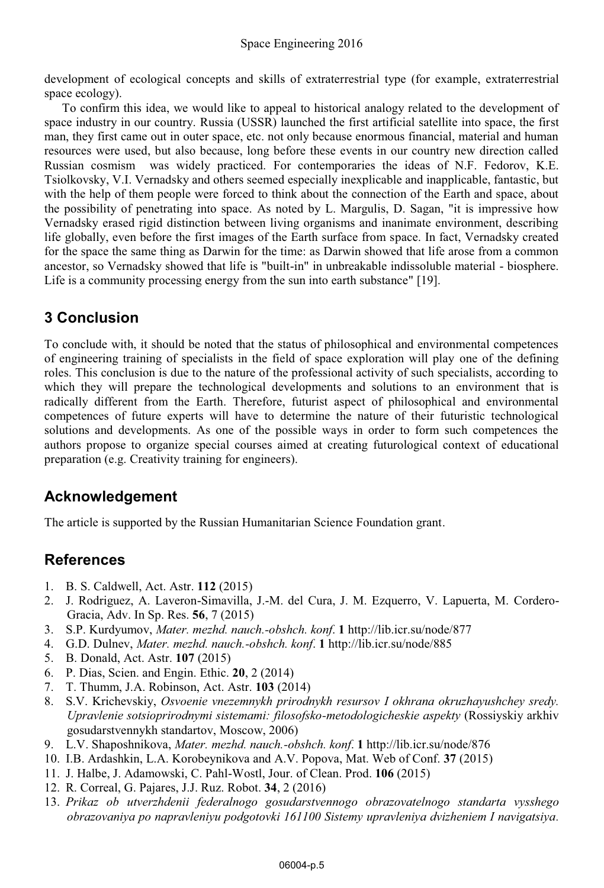development of ecological concepts and skills of extraterrestrial type (for example, extraterrestrial space ecology).

To confirm this idea, we would like to appeal to historical analogy related to the development of space industry in our country. Russia (USSR) launched the first artificial satellite into space, the first man, they first came out in outer space, etc. not only because enormous financial, material and human resources were used, but also because, long before these events in our country new direction called Russian cosmism was widely practiced. For contemporaries the ideas of N.F. Fedorov, K.E. Tsiolkovsky, V.I. Vernadsky and others seemed especially inexplicable and inapplicable, fantastic, but with the help of them people were forced to think about the connection of the Earth and space, about the possibility of penetrating into space. As noted by L. Margulis, D. Sagan, "it is impressive how Vernadsky erased rigid distinction between living organisms and inanimate environment, describing life globally, even before the first images of the Earth surface from space. In fact, Vernadsky created for the space the same thing as Darwin for the time: as Darwin showed that life arose from a common ancestor, so Vernadsky showed that life is "built-in" in unbreakable indissoluble material - biosphere. Life is a community processing energy from the sun into earth substance" [19].

## 3 Conclusion

To conclude with, it should be noted that the status of philosophical and environmental competences of engineering training of specialists in the field of space exploration will play one of the defining roles. This conclusion is due to the nature of the professional activity of such specialists, according to which they will prepare the technological developments and solutions to an environment that is radically different from the Earth. Therefore, futurist aspect of philosophical and environmental competences of future experts will have to determine the nature of their futuristic technological solutions and developments. As one of the possible ways in order to form such competences the authors propose to organize special courses aimed at creating futurological context of educational preparation (e.g. Creativity training for engineers).

## Acknowledgement

The article is supported by the Russian Humanitarian Science Foundation grant.

## References

1. B. S. Caldwell, Act. Astr. **112** (2015)
2. J. Rodriguez, A. Laveron-Simavilla, J.-M. del Cura, J. M. Ezquerro, V. Lapuerta, M. Cordero-Gracia, Adv. In Sp. Res. **56**, 7 (2015)
3. S.P. Kurdyumov, *Mater. mezhd. nauch.-obshch. konf*. **1** http://lib.icr.su/node/877
4. G.D. Dulnev, *Mater. mezhd. nauch.-obshch. konf*. **1** http://lib.icr.su/node/885
5. B. Donald, Act. Astr. **107** (2015)
6. P. Dias, Scien. and Engin. Ethic. **20**, 2 (2014)
7. T. Thumm, J.A. Robinson, Act. Astr. **103** (2014)
8. S.V. Krichevskiy, *Osvoenie vnezemnykh prirodnykh resursov I okhrana okruzhayushchey sredy. Upravlenie sotsioprirodnymi sistemami: filosofsko-metodologicheskie aspekty* (Rossiyskiy arkhiv gosudarstvennykh standartov, Moscow, 2006)
9. L.V. Shaposhnikova, *Mater. mezhd. nauch.-obshch. konf*. **1** http://lib.icr.su/node/876
10. I.B. Ardashkin, L.A. Korobeynikova and A.V. Popova, Mat. Web of Conf. **37** (2015)
11. J. Halbe, J. Adamowski, C. Pahl-Wostl, Jour. of Clean. Prod. **106** (2015)
12. R. Correal, G. Pajares, J.J. Ruz. Robot. **34**, 2 (2016)
13. *Prikaz ob utverzhdenii federalnogo gosudarstvennogo obrazovatelnogo standarta vysshego obrazovaniya po napravleniyu podgotovki 161100 Sistemy upravleniya dvizheniem I navigatsiya*.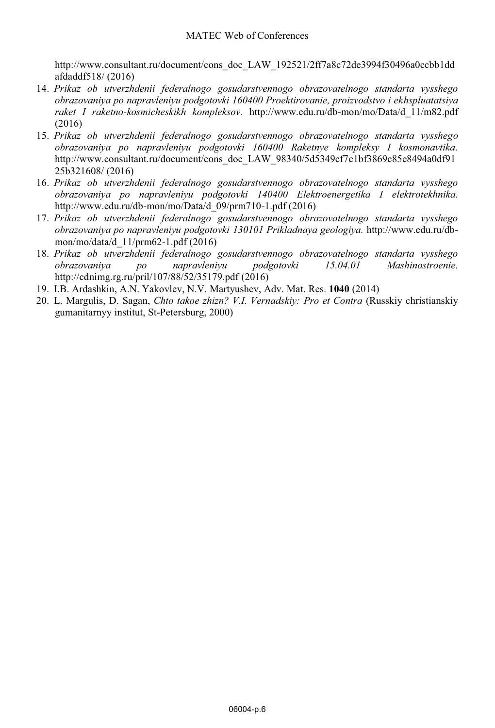http://www.consultant.ru/document/cons_doc_LAW_192521/2ff7a8c72de3994f30496a0ccbb1ddafdaddf518/ (2016)

14. *Prikaz ob utverzhdenii federalnogo gosudarstvennogo obrazovatelnogo standarta vysshego obrazovaniya po napravleniyu podgotovki 160400 Proektirovanie, proizvodstvo i ekhspluatatsiya raket I raketno-kosmicheskikh kompleksov.* http://www.edu.ru/db-mon/mo/Data/d_11/m82.pdf (2016)
15. *Prikaz ob utverzhdenii federalnogo gosudarstvennogo obrazovatelnogo standarta vysshego obrazovaniya po napravleniyu podgotovki 160400 Raketnye kompleksy I kosmonavtika*. http://www.consultant.ru/document/cons_doc_LAW_98340/5d5349cf7e1bf3869c85e8494a0df9125b321608/ (2016)
16. *Prikaz ob utverzhdenii federalnogo gosudarstvennogo obrazovatelnogo standarta vysshego obrazovaniya po napravleniyu podgotovki 140400 Elektroenergetika I elektrotekhnika.* http://www.edu.ru/db-mon/mo/Data/d_09/prm710-1.pdf (2016)
17. *Prikaz ob utverzhdenii federalnogo gosudarstvennogo obrazovatelnogo standarta vysshego obrazovaniya po napravleniyu podgotovki 130101 Prikladnaya geologiya.* http://www.edu.ru/db-mon/mo/data/d_11/prm62-1.pdf (2016)
18. *Prikaz ob utverzhdenii federalnogo gosudarstvennogo obrazovatelnogo standarta vysshego obrazovaniya po napravleniyu podgotovki 15.04.01 Mashinostroenie.* http://cdnimg.rg.ru/pril/107/88/52/35179.pdf (2016)
19. I.B. Ardashkin, A.N. Yakovlev, N.V. Martyushev, Adv. Mat. Res. **1040** (2014)
20. L. Margulis, D. Sagan, *Chto takoe zhizn? V.I. Vernadskiy: Pro et Contra* (Russkiy christianskiy gumanitarnyy institut, St-Petersburg, 2000)